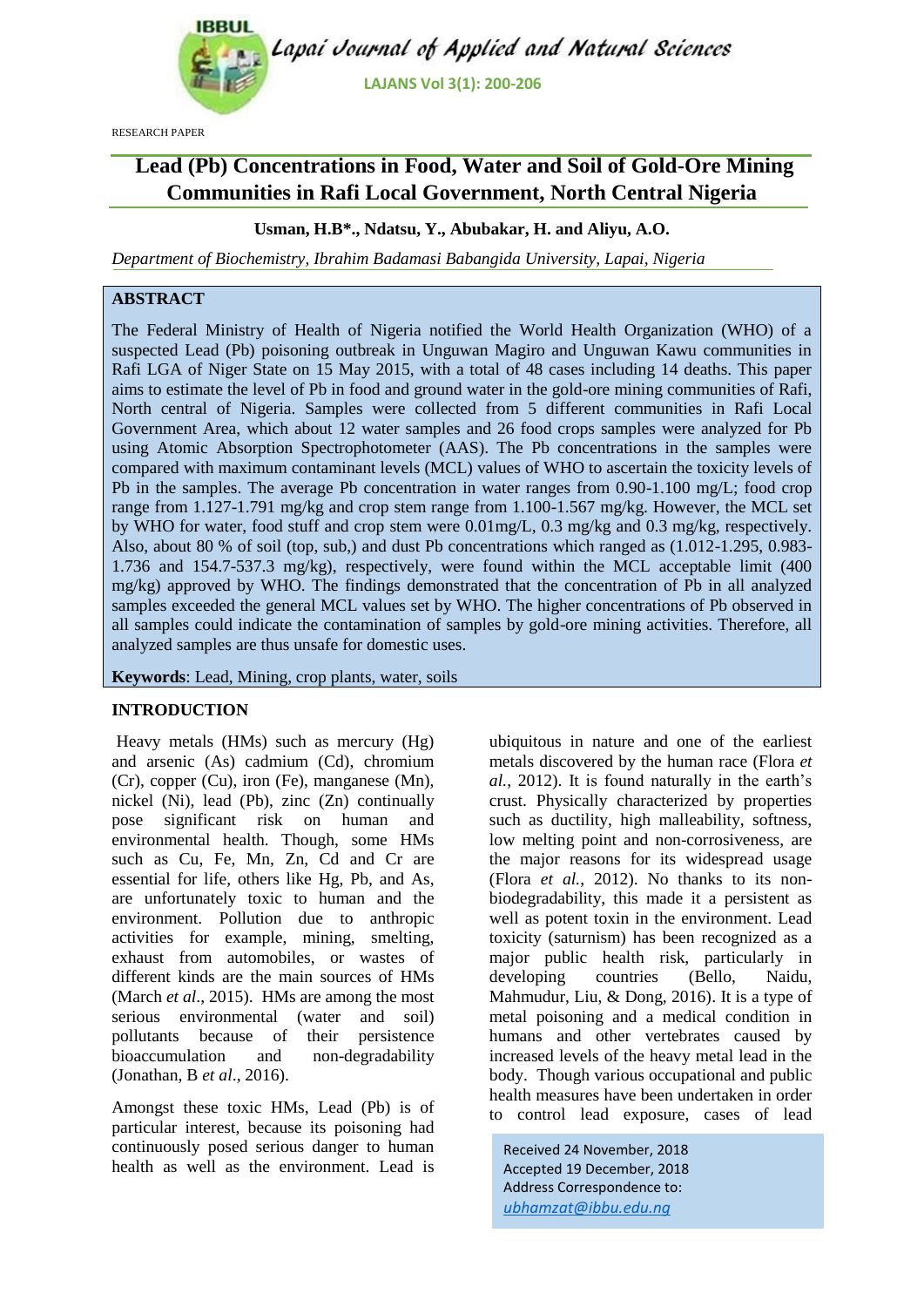RESEARCH PAPER

# Lead (Pb) Concentrations in Food, Water and Soil of Gold-Ore Mining Communities in Rafi Local Government, North Central Nigeria

**Usman, H.B\*., Ndatsu, Y., Abubakar, H. and Aliyu, A.O.**

*Department of Biochemistry, Ibrahim Badamasi Babangida University, Lapai, Nigeria*

## ABSTRACT

The Federal Ministry of Health of Nigeria notified the World Health Organization (WHO) of a suspected Lead (Pb) poisoning outbreak in Unguwan Magiro and Unguwan Kawu communities in Rafi LGA of Niger State on 15 May 2015, with a total of 48 cases including 14 deaths. This paper aims to estimate the level of Pb in food and ground water in the gold-ore mining communities of Rafi, North central of Nigeria. Samples were collected from 5 different communities in Rafi Local Government Area, which about 12 water samples and 26 food crops samples were analyzed for Pb using Atomic Absorption Spectrophotometer (AAS). The Pb concentrations in the samples were compared with maximum contaminant levels (MCL) values of WHO to ascertain the toxicity levels of Pb in the samples. The average Pb concentration in water ranges from 0.90-1.100 mg/L; food crop range from 1.127-1.791 mg/kg and crop stem range from 1.100-1.567 mg/kg. However, the MCL set by WHO for water, food stuff and crop stem were 0.01mg/L, 0.3 mg/kg and 0.3 mg/kg, respectively. Also, about 80 % of soil (top, sub,) and dust Pb concentrations which ranged as (1.012-1.295, 0.983-1.736 and 154.7-537.3 mg/kg), respectively, were found within the MCL acceptable limit (400 mg/kg) approved by WHO. The findings demonstrated that the concentration of Pb in all analyzed samples exceeded the general MCL values set by WHO. The higher concentrations of Pb observed in all samples could indicate the contamination of samples by gold-ore mining activities. Therefore, all analyzed samples are thus unsafe for domestic uses.

**Keywords**: Lead, Mining, crop plants, water, soils

## INTRODUCTION

Heavy metals (HMs) such as mercury (Hg) and arsenic (As) cadmium (Cd), chromium (Cr), copper (Cu), iron (Fe), manganese (Mn), nickel (Ni), lead (Pb), zinc (Zn) continually pose significant risk on human and environmental health. Though, some HMs such as Cu, Fe, Mn, Zn, Cd and Cr are essential for life, others like Hg, Pb, and As, are unfortunately toxic to human and the environment. Pollution due to anthropic activities for example, mining, smelting, exhaust from automobiles, or wastes of different kinds are the main sources of HMs (March *et al*., 2015). HMs are among the most serious environmental (water and soil) pollutants because of their persistence bioaccumulation and non-degradability (Jonathan, B *et al*., 2016).

Amongst these toxic HMs, Lead (Pb) is of particular interest, because its poisoning had continuously posed serious danger to human health as well as the environment. Lead is ubiquitous in nature and one of the earliest metals discovered by the human race (Flora *et al.*, 2012). It is found naturally in the earth's crust. Physically characterized by properties such as ductility, high malleability, softness, low melting point and non-corrosiveness, are the major reasons for its widespread usage (Flora *et al.*, 2012). No thanks to its non-biodegradability, this made it a persistent as well as potent toxin in the environment. Lead toxicity (saturnism) has been recognized as a major public health risk, particularly in developing countries (Bello, Naidu, Mahmudur, Liu, & Dong, 2016). It is a type of metal poisoning and a medical condition in humans and other vertebrates caused by increased levels of the heavy metal lead in the body. Though various occupational and public health measures have been undertaken in order to control lead exposure, cases of lead

Received 24 November, 2018
Accepted 19 December, 2018
Address Correspondence to:
*ubhamzat@ibbu.edu.ng*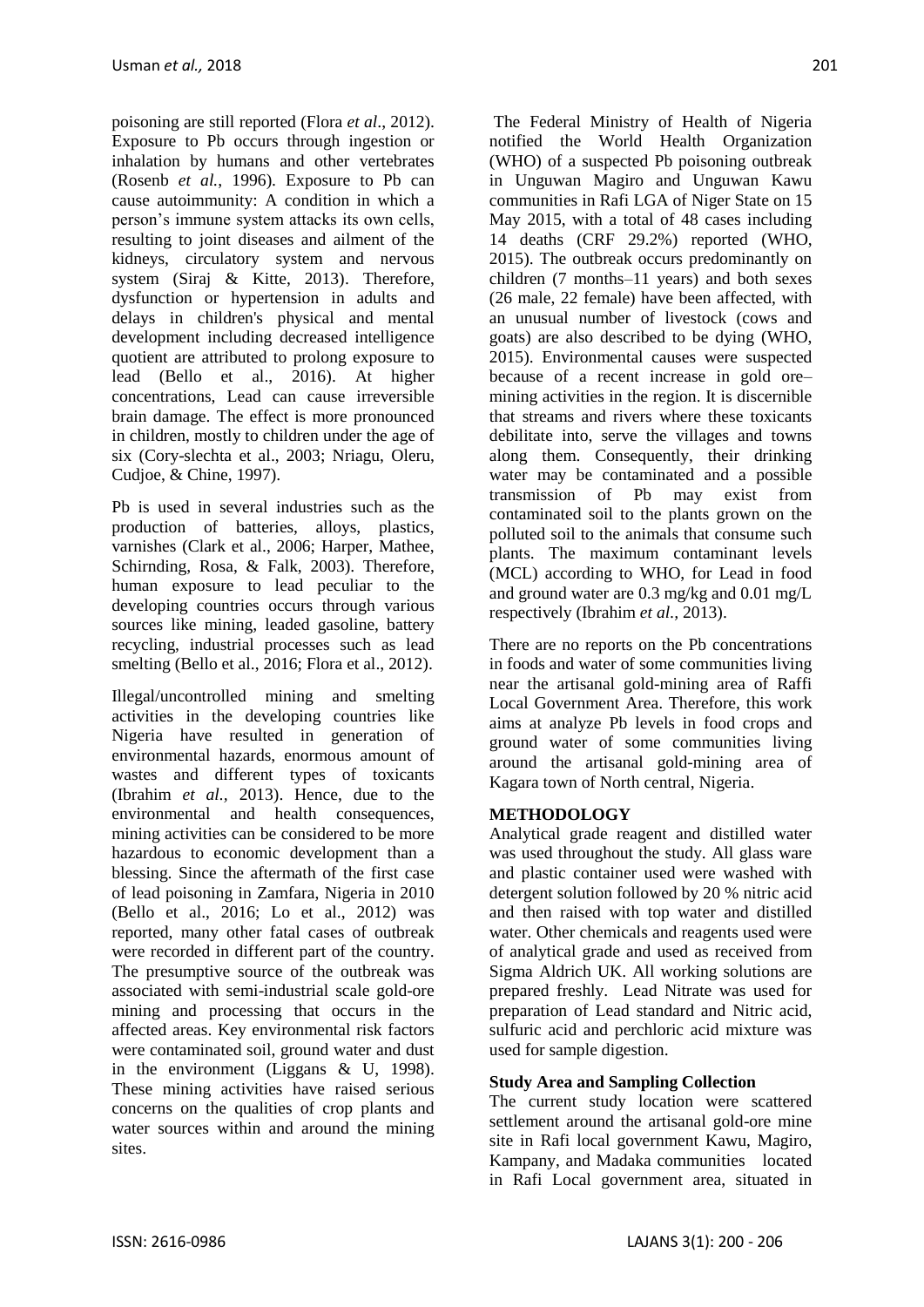poisoning are still reported (Flora *et al*., 2012). Exposure to Pb occurs through ingestion or inhalation by humans and other vertebrates (Rosenb *et al.,* 1996). Exposure to Pb can cause autoimmunity: A condition in which a person's immune system attacks its own cells, resulting to joint diseases and ailment of the kidneys, circulatory system and nervous system (Siraj & Kitte, 2013). Therefore, dysfunction or hypertension in adults and delays in children's physical and mental development including decreased intelligence quotient are attributed to prolong exposure to lead (Bello et al., 2016). At higher concentrations, Lead can cause irreversible brain damage. The effect is more pronounced in children, mostly to children under the age of six (Cory-slechta et al., 2003; Nriagu, Oleru, Cudjoe, & Chine, 1997).

Pb is used in several industries such as the production of batteries, alloys, plastics, varnishes (Clark et al., 2006; Harper, Mathee, Schirnding, Rosa, & Falk, 2003). Therefore, human exposure to lead peculiar to the developing countries occurs through various sources like mining, leaded gasoline, battery recycling, industrial processes such as lead smelting (Bello et al., 2016; Flora et al., 2012).

Illegal/uncontrolled mining and smelting activities in the developing countries like Nigeria have resulted in generation of environmental hazards, enormous amount of wastes and different types of toxicants (Ibrahim *et al.,* 2013). Hence, due to the environmental and health consequences, mining activities can be considered to be more hazardous to economic development than a blessing. Since the aftermath of the first case of lead poisoning in Zamfara, Nigeria in 2010 (Bello et al., 2016; Lo et al., 2012) was reported, many other fatal cases of outbreak were recorded in different part of the country. The presumptive source of the outbreak was associated with semi-industrial scale gold-ore mining and processing that occurs in the affected areas. Key environmental risk factors were contaminated soil, ground water and dust in the environment (Liggans & U, 1998). These mining activities have raised serious concerns on the qualities of crop plants and water sources within and around the mining sites.

The Federal Ministry of Health of Nigeria notified the World Health Organization (WHO) of a suspected Pb poisoning outbreak in Unguwan Magiro and Unguwan Kawu communities in Rafi LGA of Niger State on 15 May 2015, with a total of 48 cases including 14 deaths (CRF 29.2%) reported (WHO, 2015). The outbreak occurs predominantly on children (7 months–11 years) and both sexes (26 male, 22 female) have been affected, with an unusual number of livestock (cows and goats) are also described to be dying (WHO, 2015). Environmental causes were suspected because of a recent increase in gold ore–mining activities in the region. It is discernible that streams and rivers where these toxicants debilitate into, serve the villages and towns along them. Consequently, their drinking water may be contaminated and a possible transmission of Pb may exist from contaminated soil to the plants grown on the polluted soil to the animals that consume such plants. The maximum contaminant levels (MCL) according to WHO, for Lead in food and ground water are 0.3 mg/kg and 0.01 mg/L respectively (Ibrahim *et al.,* 2013).

There are no reports on the Pb concentrations in foods and water of some communities living near the artisanal gold-mining area of Raffi Local Government Area. Therefore, this work aims at analyze Pb levels in food crops and ground water of some communities living around the artisanal gold-mining area of Kagara town of North central, Nigeria.

## METHODOLOGY

Analytical grade reagent and distilled water was used throughout the study. All glass ware and plastic container used were washed with detergent solution followed by 20 % nitric acid and then raised with top water and distilled water. Other chemicals and reagents used were of analytical grade and used as received from Sigma Aldrich UK. All working solutions are prepared freshly. Lead Nitrate was used for preparation of Lead standard and Nitric acid, sulfuric acid and perchloric acid mixture was used for sample digestion.

### Study Area and Sampling Collection

The current study location were scattered settlement around the artisanal gold-ore mine site in Rafi local government Kawu, Magiro, Kampany, and Madaka communities located in Rafi Local government area, situated in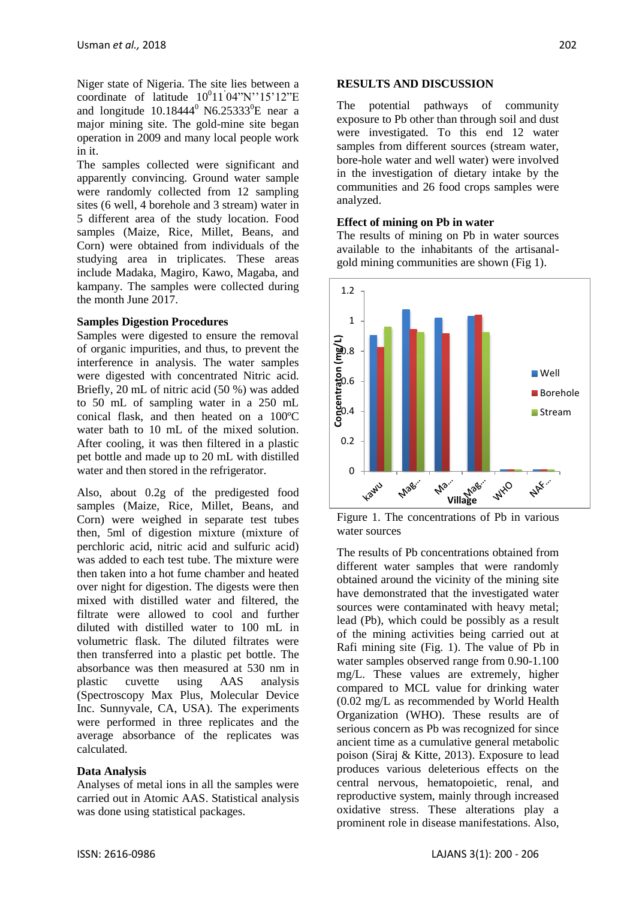Niger state of Nigeria. The site lies between a coordinate of latitude 10$^{0}$11`04"N''15'12"E and longitude 10.18444$^{0}$ N6.25333$^{0}$E near a major mining site. The gold-mine site began operation in 2009 and many local people work in it.

The samples collected were significant and apparently convincing. Ground water sample were randomly collected from 12 sampling sites (6 well, 4 borehole and 3 stream) water in 5 different area of the study location. Food samples (Maize, Rice, Millet, Beans, and Corn) were obtained from individuals of the studying area in triplicates. These areas include Madaka, Magiro, Kawo, Magaba, and kampany. The samples were collected during the month June 2017.

### Samples Digestion Procedures

Samples were digested to ensure the removal of organic impurities, and thus, to prevent the interference in analysis. The water samples were digested with concentrated Nitric acid. Briefly, 20 mL of nitric acid (50 %) was added to 50 mL of sampling water in a 250 mL conical flask, and then heated on a 100ºC water bath to 10 mL of the mixed solution. After cooling, it was then filtered in a plastic pet bottle and made up to 20 mL with distilled water and then stored in the refrigerator.

Also, about 0.2g of the predigested food samples (Maize, Rice, Millet, Beans, and Corn) were weighed in separate test tubes then, 5ml of digestion mixture (mixture of perchloric acid, nitric acid and sulfuric acid) was added to each test tube. The mixture were then taken into a hot fume chamber and heated over night for digestion. The digests were then mixed with distilled water and filtered, the filtrate were allowed to cool and further diluted with distilled water to 100 mL in volumetric flask. The diluted filtrates were then transferred into a plastic pet bottle. The absorbance was then measured at 530 nm in plastic cuvette using AAS analysis (Spectroscopy Max Plus, Molecular Device Inc. Sunnyvale, CA, USA). The experiments were performed in three replicates and the average absorbance of the replicates was calculated.

### Data Analysis

Analyses of metal ions in all the samples were carried out in Atomic AAS. Statistical analysis was done using statistical packages.

## RESULTS AND DISCUSSION

The potential pathways of community exposure to Pb other than through soil and dust were investigated. To this end 12 water samples from different sources (stream water, bore-hole water and well water) were involved in the investigation of dietary intake by the communities and 26 food crops samples were analyzed.

### Effect of mining on Pb in water

The results of mining on Pb in water sources available to the inhabitants of the artisanal-gold mining communities are shown (Fig 1).

Figure 1. The concentrations of Pb in various water sources

The results of Pb concentrations obtained from different water samples that were randomly obtained around the vicinity of the mining site have demonstrated that the investigated water sources were contaminated with heavy metal; lead (Pb), which could be possibly as a result of the mining activities being carried out at Rafi mining site (Fig. 1). The value of Pb in water samples observed range from 0.90-1.100 mg/L. These values are extremely, higher compared to MCL value for drinking water (0.02 mg/L as recommended by World Health Organization (WHO). These results are of serious concern as Pb was recognized for since ancient time as a cumulative general metabolic poison (Siraj & Kitte, 2013). Exposure to lead produces various deleterious effects on the central nervous, hematopoietic, renal, and reproductive system, mainly through increased oxidative stress. These alterations play a prominent role in disease manifestations. Also,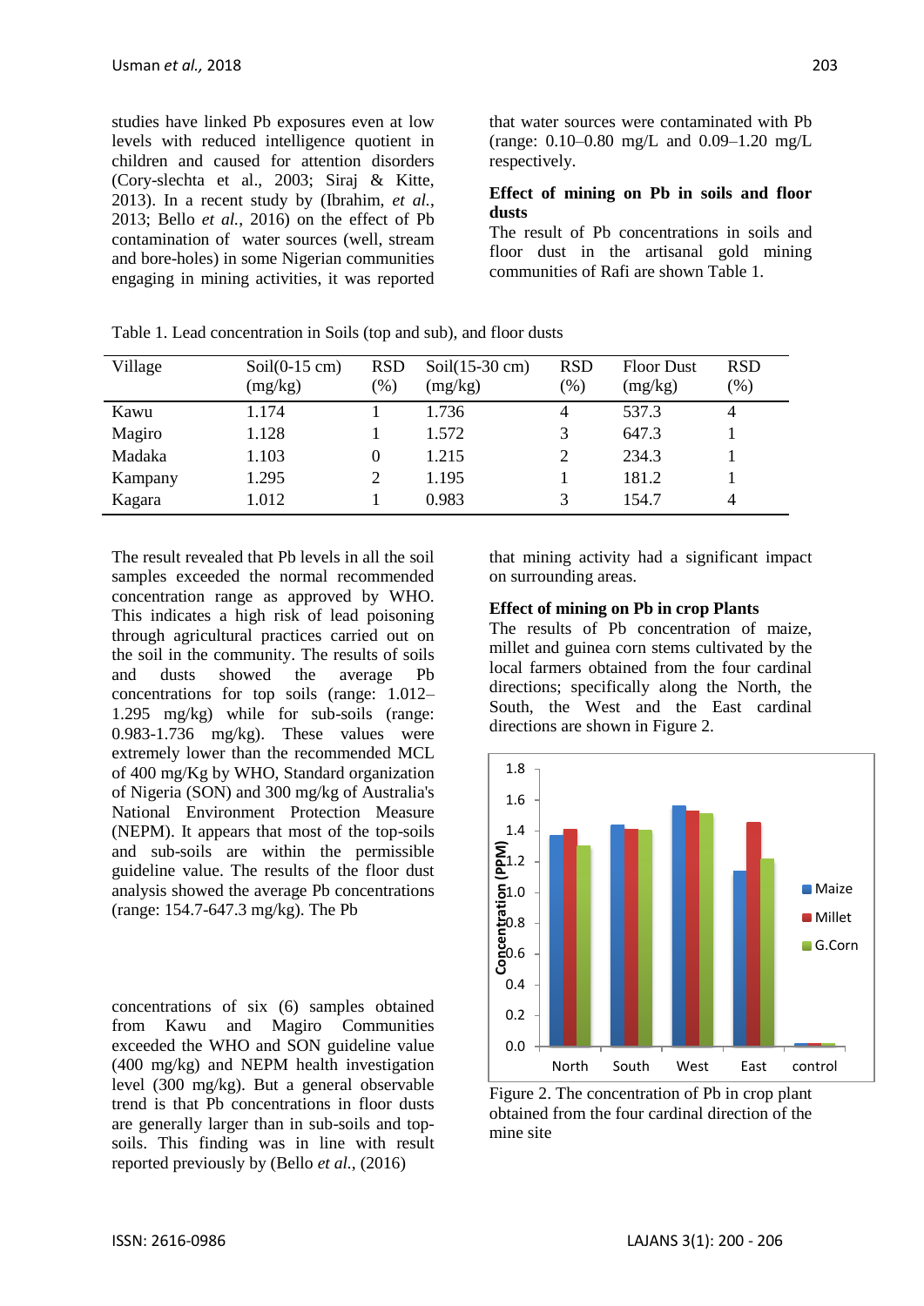studies have linked Pb exposures even at low levels with reduced intelligence quotient in children and caused for attention disorders (Cory-slechta et al., 2003; Siraj & Kitte, 2013). In a recent study by (Ibrahim, *et al.*, 2013; Bello *et al.*, 2016) on the effect of Pb contamination of water sources (well, stream and bore-holes) in some Nigerian communities engaging in mining activities, it was reported that water sources were contaminated with Pb (range: 0.10–0.80 mg/L and 0.09–1.20 mg/L respectively.

**Effect of mining on Pb in soils and floor dusts**

The result of Pb concentrations in soils and floor dust in the artisanal gold mining communities of Rafi are shown Table 1.

Table 1. Lead concentration in Soils (top and sub), and floor dusts

| Village | Soil(0-15 cm) (mg/kg) | RSD (%) | Soil(15-30 cm) (mg/kg) | RSD (%) | Floor Dust (mg/kg) | RSD (%) |
|---|---|---|---|---|---|---|
| Kawu | 1.174 | 1 | 1.736 | 4 | 537.3 | 4 |
| Magiro | 1.128 | 1 | 1.572 | 3 | 647.3 | 1 |
| Madaka | 1.103 | 0 | 1.215 | 2 | 234.3 | 1 |
| Kampany | 1.295 | 2 | 1.195 | 1 | 181.2 | 1 |
| Kagara | 1.012 | 1 | 0.983 | 3 | 154.7 | 4 |

The result revealed that Pb levels in all the soil samples exceeded the normal recommended concentration range as approved by WHO. This indicates a high risk of lead poisoning through agricultural practices carried out on the soil in the community. The results of soils and dusts showed the average Pb concentrations for top soils (range: 1.012–1.295 mg/kg) while for sub-soils (range: 0.983-1.736 mg/kg). These values were extremely lower than the recommended MCL of 400 mg/Kg by WHO, Standard organization of Nigeria (SON) and 300 mg/kg of Australia's National Environment Protection Measure (NEPM). It appears that most of the top-soils and sub-soils are within the permissible guideline value. The results of the floor dust analysis showed the average Pb concentrations (range: 154.7-647.3 mg/kg). The Pb concentrations of six (6) samples obtained from Kawu and Magiro Communities exceeded the WHO and SON guideline value (400 mg/kg) and NEPM health investigation level (300 mg/kg). But a general observable trend is that Pb concentrations in floor dusts are generally larger than in sub-soils and top-soils. This finding was in line with result reported previously by (Bello *et al.*, (2016) that mining activity had a significant impact on surrounding areas.

**Effect of mining on Pb in crop Plants**

The results of Pb concentration of maize, millet and guinea corn stems cultivated by the local farmers obtained from the four cardinal directions; specifically along the North, the South, the West and the East cardinal directions are shown in Figure 2.

Figure 2. The concentration of Pb in crop plant obtained from the four cardinal direction of the mine site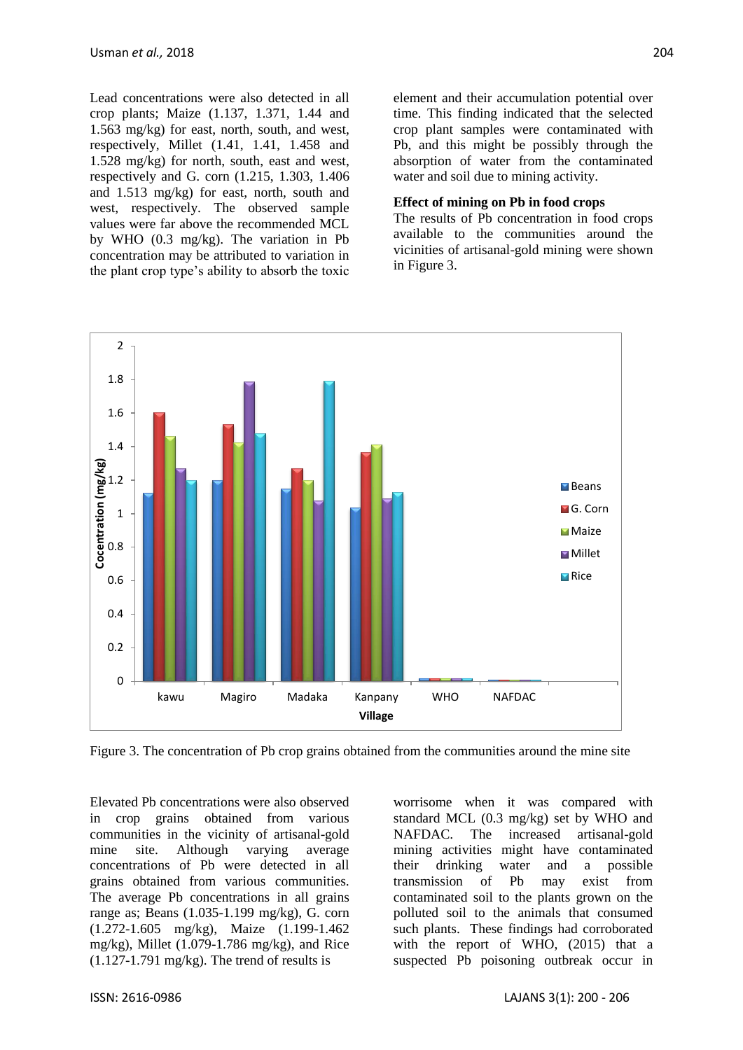Lead concentrations were also detected in all crop plants; Maize (1.137, 1.371, 1.44 and 1.563 mg/kg) for east, north, south, and west, respectively, Millet (1.41, 1.41, 1.458 and 1.528 mg/kg) for north, south, east and west, respectively and G. corn (1.215, 1.303, 1.406 and 1.513 mg/kg) for east, north, south and west, respectively. The observed sample values were far above the recommended MCL by WHO (0.3 mg/kg). The variation in Pb concentration may be attributed to variation in the plant crop type's ability to absorb the toxic element and their accumulation potential over time. This finding indicated that the selected crop plant samples were contaminated with Pb, and this might be possibly through the absorption of water from the contaminated water and soil due to mining activity.

**Effect of mining on Pb in food crops**

The results of Pb concentration in food crops available to the communities around the vicinities of artisanal-gold mining were shown in Figure 3.

Figure 3. The concentration of Pb crop grains obtained from the communities around the mine site

Elevated Pb concentrations were also observed in crop grains obtained from various communities in the vicinity of artisanal-gold mine site. Although varying average concentrations of Pb were detected in all grains obtained from various communities. The average Pb concentrations in all grains range as; Beans (1.035-1.199 mg/kg), G. corn (1.272-1.605 mg/kg), Maize (1.199-1.462 mg/kg), Millet (1.079-1.786 mg/kg), and Rice (1.127-1.791 mg/kg). The trend of results is worrisome when it was compared with standard MCL (0.3 mg/kg) set by WHO and NAFDAC. The increased artisanal-gold mining activities might have contaminated their drinking water and a possible transmission of Pb may exist from contaminated soil to the plants grown on the polluted soil to the animals that consumed such plants. These findings had corroborated with the report of WHO, (2015) that a suspected Pb poisoning outbreak occur in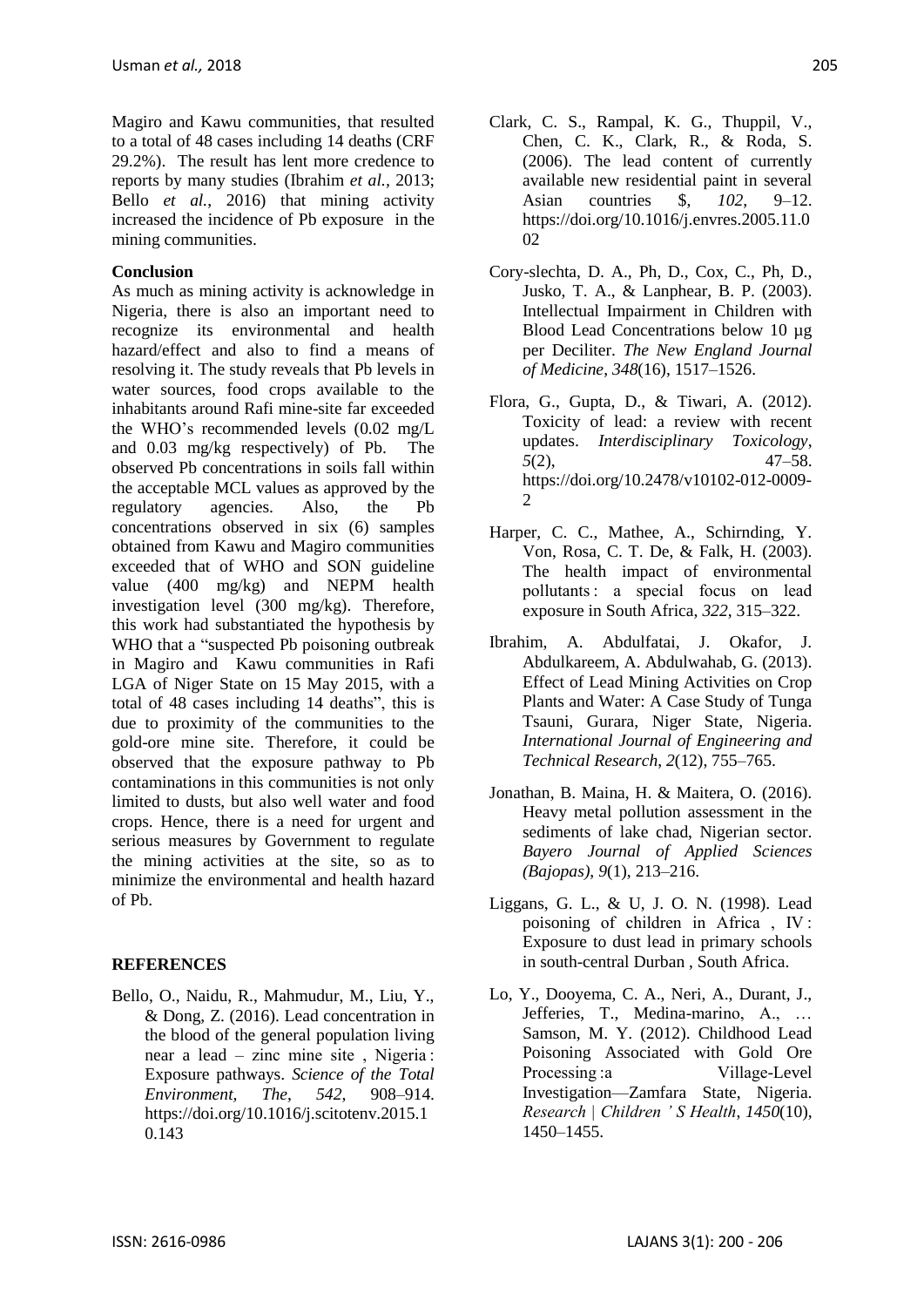Magiro and Kawu communities, that resulted to a total of 48 cases including 14 deaths (CRF 29.2%). The result has lent more credence to reports by many studies (Ibrahim *et al.*, 2013; Bello *et al.*, 2016) that mining activity increased the incidence of Pb exposure in the mining communities.

**Conclusion**

As much as mining activity is acknowledge in Nigeria, there is also an important need to recognize its environmental and health hazard/effect and also to find a means of resolving it. The study reveals that Pb levels in water sources, food crops available to the inhabitants around Rafi mine-site far exceeded the WHO's recommended levels (0.02 mg/L and 0.03 mg/kg respectively) of Pb. The observed Pb concentrations in soils fall within the acceptable MCL values as approved by the regulatory agencies. Also, the Pb concentrations observed in six (6) samples obtained from Kawu and Magiro communities exceeded that of WHO and SON guideline value (400 mg/kg) and NEPM health investigation level (300 mg/kg). Therefore, this work had substantiated the hypothesis by WHO that a "suspected Pb poisoning outbreak in Magiro and Kawu communities in Rafi LGA of Niger State on 15 May 2015, with a total of 48 cases including 14 deaths", this is due to proximity of the communities to the gold-ore mine site. Therefore, it could be observed that the exposure pathway to Pb contaminations in this communities is not only limited to dusts, but also well water and food crops. Hence, there is a need for urgent and serious measures by Government to regulate the mining activities at the site, so as to minimize the environmental and health hazard of Pb.

**REFERENCES**

Bello, O., Naidu, R., Mahmudur, M., Liu, Y., & Dong, Z. (2016). Lead concentration in the blood of the general population living near a lead – zinc mine site , Nigeria : Exposure pathways. *Science of the Total Environment, The*, *542*, 908–914. https://doi.org/10.1016/j.scitotenv.2015.10.143

Clark, C. S., Rampal, K. G., Thuppil, V., Chen, C. K., Clark, R., & Roda, S. (2006). The lead content of currently available new residential paint in several Asian countries $, *102*, 9–12. https://doi.org/10.1016/j.envres.2005.11.002

Cory-slechta, D. A., Ph, D., Cox, C., Ph, D., Jusko, T. A., & Lanphear, B. P. (2003). Intellectual Impairment in Children with Blood Lead Concentrations below 10 µg per Deciliter. *The New England Journal of Medicine*, *348*(16), 1517–1526.

Flora, G., Gupta, D., & Tiwari, A. (2012). Toxicity of lead: a review with recent updates. *Interdisciplinary Toxicology*, *5*(2), 47–58. https://doi.org/10.2478/v10102-012-0009-2

Harper, C. C., Mathee, A., Schirnding, Y. Von, Rosa, C. T. De, & Falk, H. (2003). The health impact of environmental pollutants : a special focus on lead exposure in South Africa, *322*, 315–322.

Ibrahim, A. Abdulfatai, J. Okafor, J. Abdulkareem, A. Abdulwahab, G. (2013). Effect of Lead Mining Activities on Crop Plants and Water: A Case Study of Tunga Tsauni, Gurara, Niger State, Nigeria. *International Journal of Engineering and Technical Research*, *2*(12), 755–765.

Jonathan, B. Maina, H. & Maitera, O. (2016). Heavy metal pollution assessment in the sediments of lake chad, Nigerian sector. *Bayero Journal of Applied Sciences (Bajopas)*, *9*(1), 213–216.

Liggans, G. L., & U, J. O. N. (1998). Lead poisoning of children in Africa , IV : Exposure to dust lead in primary schools in south-central Durban , South Africa.

Lo, Y., Dooyema, C. A., Neri, A., Durant, J., Jefferies, T., Medina-marino, A., … Samson, M. Y. (2012). Childhood Lead Poisoning Associated with Gold Ore Processing :a Village-Level Investigation—Zamfara State, Nigeria. *Research | Children ' S Health*, *1450*(10), 1450–1455.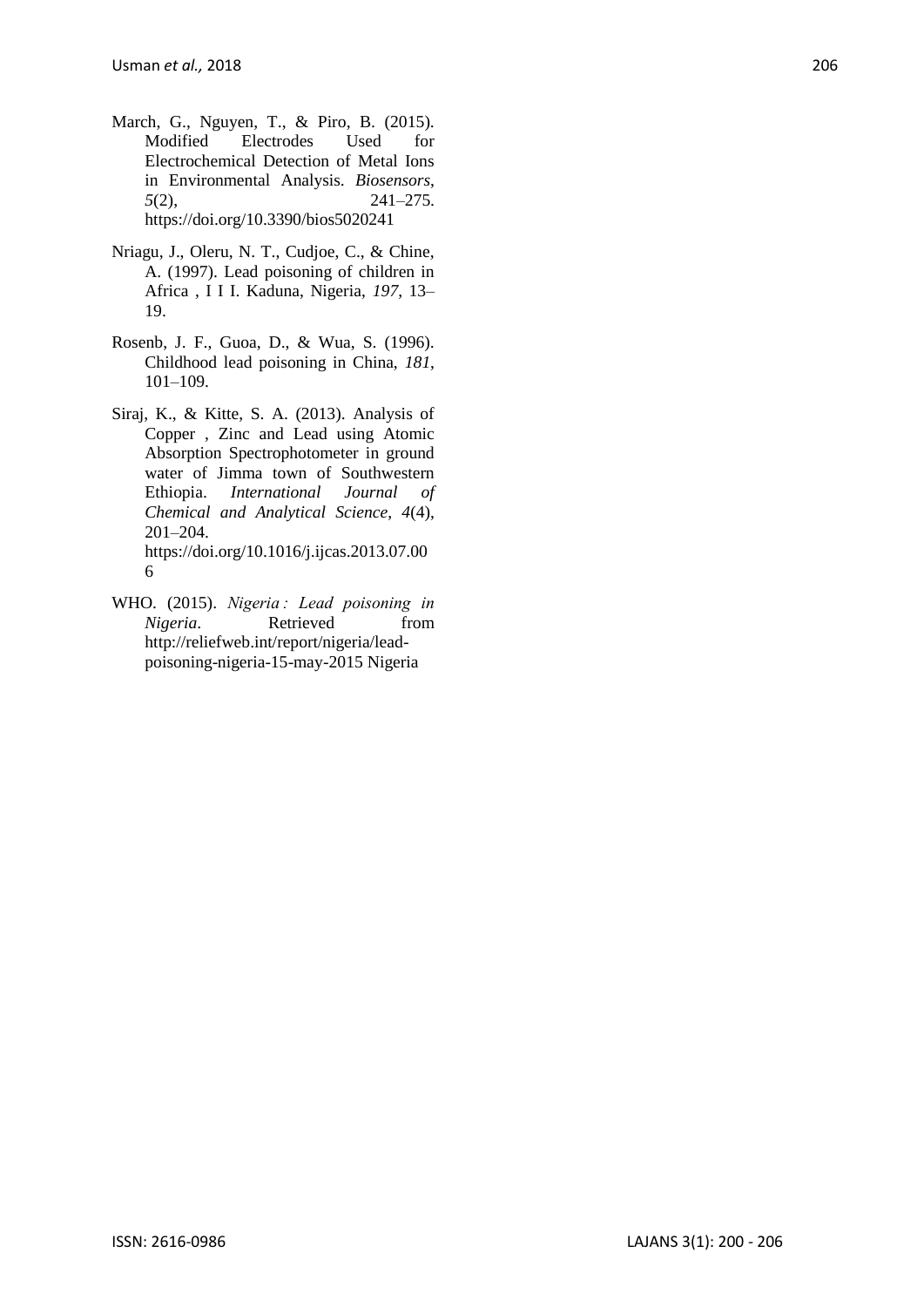March, G., Nguyen, T., & Piro, B. (2015). Modified Electrodes Used for Electrochemical Detection of Metal Ions in Environmental Analysis. *Biosensors*, *5*(2), 241–275. https://doi.org/10.3390/bios5020241

Nriagu, J., Oleru, N. T., Cudjoe, C., & Chine, A. (1997). Lead poisoning of children in Africa , I I I. Kaduna, Nigeria, *197*, 13–19.

Rosenb, J. F., Guoa, D., & Wua, S. (1996). Childhood lead poisoning in China, *181*, 101–109.

Siraj, K., & Kitte, S. A. (2013). Analysis of Copper , Zinc and Lead using Atomic Absorption Spectrophotometer in ground water of Jimma town of Southwestern Ethiopia. *International Journal of Chemical and Analytical Science*, *4*(4), 201–204. https://doi.org/10.1016/j.ijcas.2013.07.006

WHO. (2015). *Nigeria : Lead poisoning in Nigeria*. Retrieved from http://reliefweb.int/report/nigeria/lead-poisoning-nigeria-15-may-2015 Nigeria